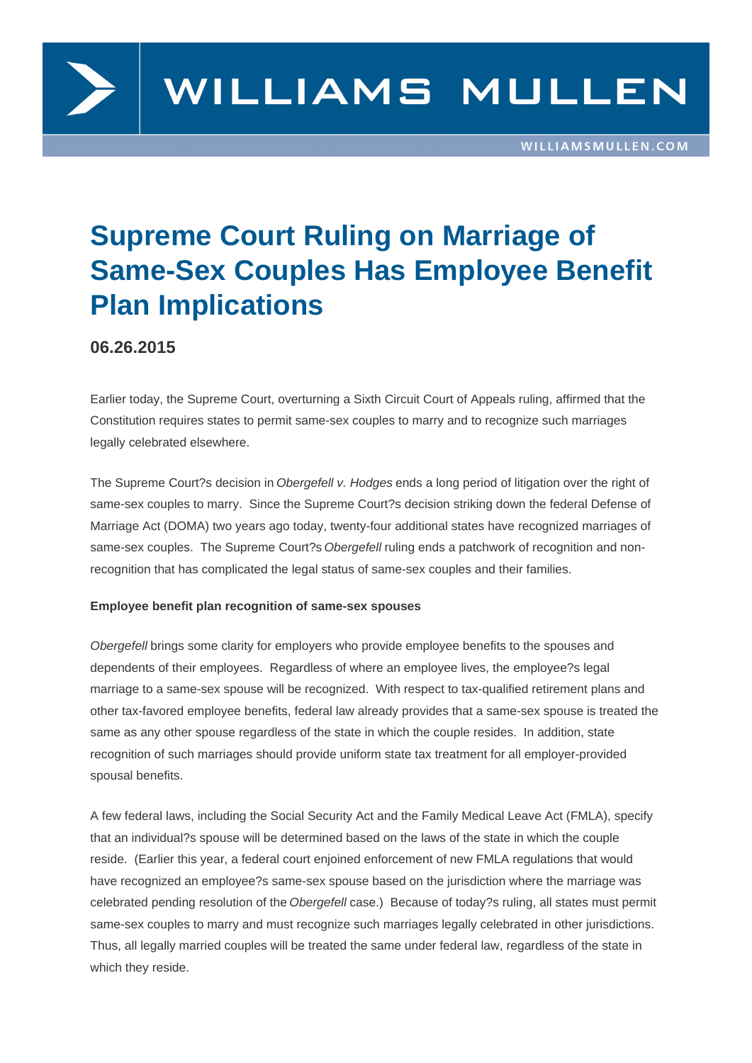# Supreme Court Ruling on Marriage of Same-Sex Couples Has Employee Benefit Plan Implications

## 06.26.2015

Earlier today, the Supreme Court, overturning a Sixth Circuit Court of Appeals ruling, affirmed that the Constitution requires states to permit same-sex couples to marry and to recognize such marriages legally celebrated elsewhere.

The Supreme Court?s decision in *Obergefell v. Hodges* ends a long period of litigation over the right of same-sex couples to marry. Since the Supreme Court?s decision striking down the federal Defense of Marriage Act (DOMA) two years ago today, twenty-four additional states have recognized marriages of same-sex couples. The Supreme Court?s *Obergefell* ruling ends a patchwork of recognition and non-recognition that has complicated the legal status of same-sex couples and their families.

**Employee benefit plan recognition of same-sex spouses**

*Obergefell* brings some clarity for employers who provide employee benefits to the spouses and dependents of their employees. Regardless of where an employee lives, the employee?s legal marriage to a same-sex spouse will be recognized. With respect to tax-qualified retirement plans and other tax-favored employee benefits, federal law already provides that a same-sex spouse is treated the same as any other spouse regardless of the state in which the couple resides. In addition, state recognition of such marriages should provide uniform state tax treatment for all employer-provided spousal benefits.

A few federal laws, including the Social Security Act and the Family Medical Leave Act (FMLA), specify that an individual?s spouse will be determined based on the laws of the state in which the couple reside. (Earlier this year, a federal court enjoined enforcement of new FMLA regulations that would have recognized an employee?s same-sex spouse based on the jurisdiction where the marriage was celebrated pending resolution of the *Obergefell* case.) Because of today?s ruling, all states must permit same-sex couples to marry and must recognize such marriages legally celebrated in other jurisdictions. Thus, all legally married couples will be treated the same under federal law, regardless of the state in which they reside.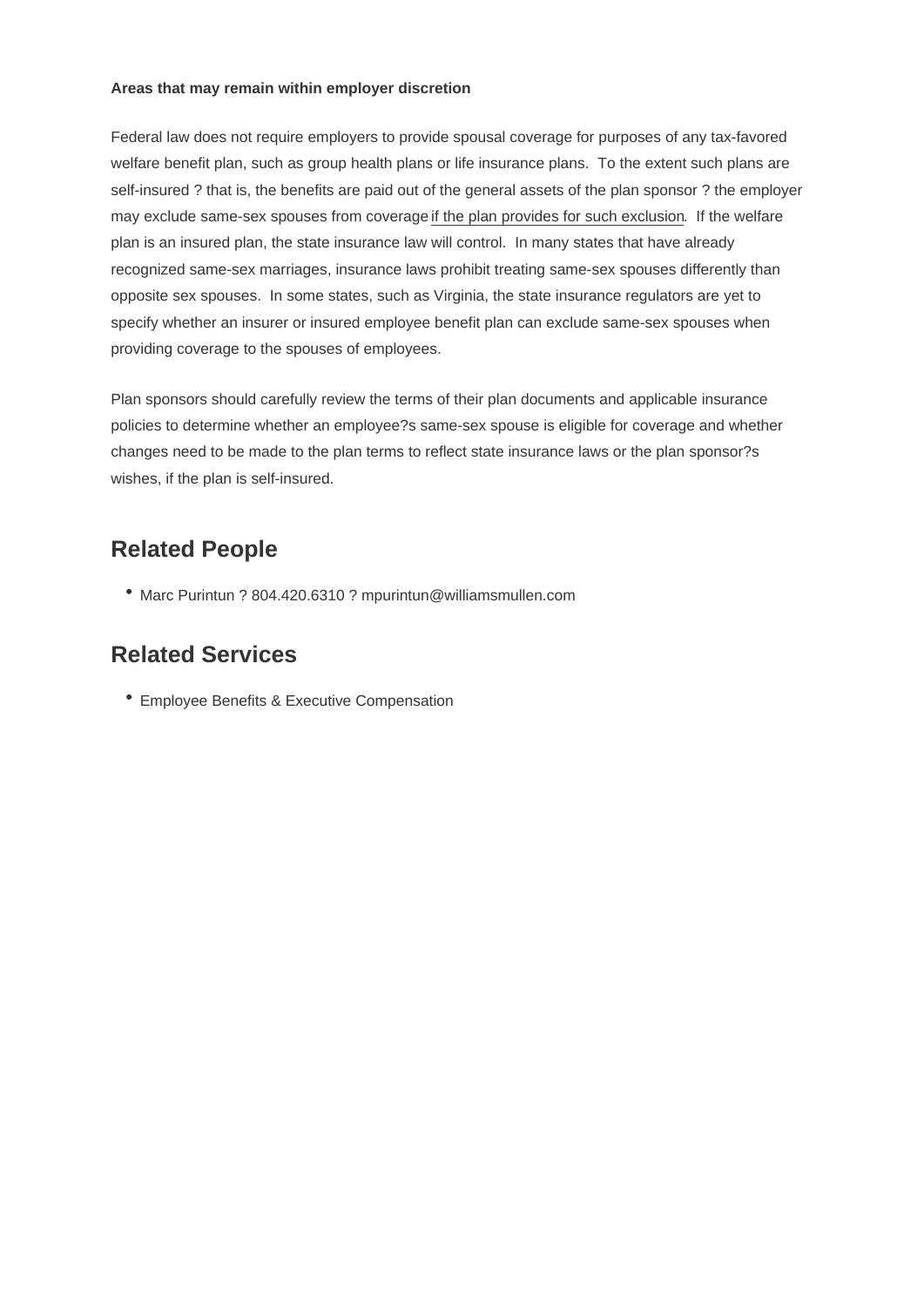**Areas that may remain within employer discretion**

Federal law does not require employers to provide spousal coverage for purposes of any tax-favored welfare benefit plan, such as group health plans or life insurance plans. To the extent such plans are self-insured ? that is, the benefits are paid out of the general assets of the plan sponsor ? the employer may exclude same-sex spouses from coverage if the plan provides for such exclusion. If the welfare plan is an insured plan, the state insurance law will control. In many states that have already recognized same-sex marriages, insurance laws prohibit treating same-sex spouses differently than opposite sex spouses. In some states, such as Virginia, the state insurance regulators are yet to specify whether an insurer or insured employee benefit plan can exclude same-sex spouses when providing coverage to the spouses of employees.

Plan sponsors should carefully review the terms of their plan documents and applicable insurance policies to determine whether an employee?s same-sex spouse is eligible for coverage and whether changes need to be made to the plan terms to reflect state insurance laws or the plan sponsor?s wishes, if the plan is self-insured.

## Related People

- Marc Purintun ? 804.420.6310 ? mpurintun@williamsmullen.com

## Related Services

- Employee Benefits & Executive Compensation